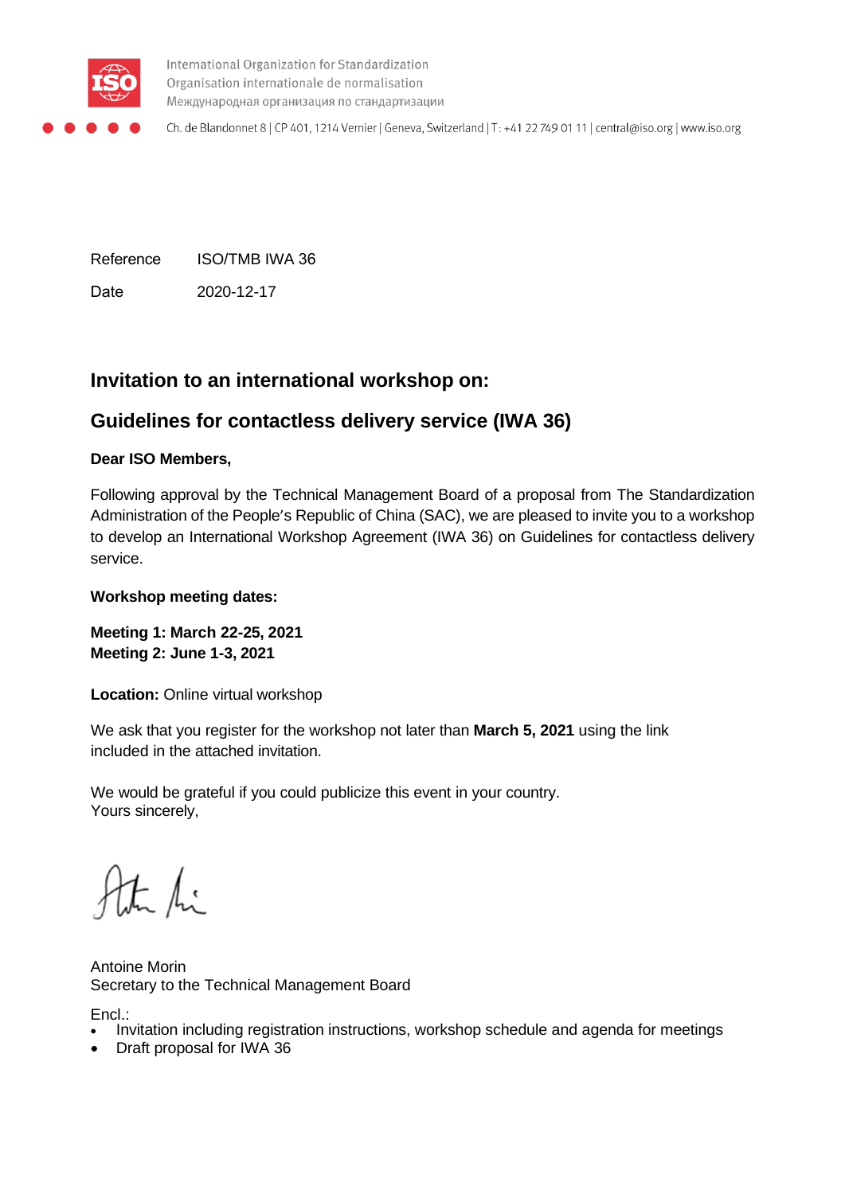International Organization for Standardization
Organisation internationale de normalisation
Международная организация по стандартизации

Ch. de Blandonnet 8 | CP 401, 1214 Vernier | Geneva, Switzerland | T: +41 22 749 01 11 | central@iso.org | www.iso.org

| | |
|---|---|
| Reference | ISO/TMB IWA 36 |
| Date | 2020-12-17 |

## Invitation to an international workshop on:

## Guidelines for contactless delivery service (IWA 36)

**Dear ISO Members,**

Following approval by the Technical Management Board of a proposal from The Standardization Administration of the People's Republic of China (SAC), we are pleased to invite you to a workshop to develop an International Workshop Agreement (IWA 36) on Guidelines for contactless delivery service.

**Workshop meeting dates:**

**Meeting 1: March 22-25, 2021**
**Meeting 2: June 1-3, 2021**

**Location:** Online virtual workshop

We ask that you register for the workshop not later than **March 5, 2021** using the link included in the attached invitation.

We would be grateful if you could publicize this event in your country.
Yours sincerely,

Antoine Morin
Secretary to the Technical Management Board

Encl.:

- Invitation including registration instructions, workshop schedule and agenda for meetings
- Draft proposal for IWA 36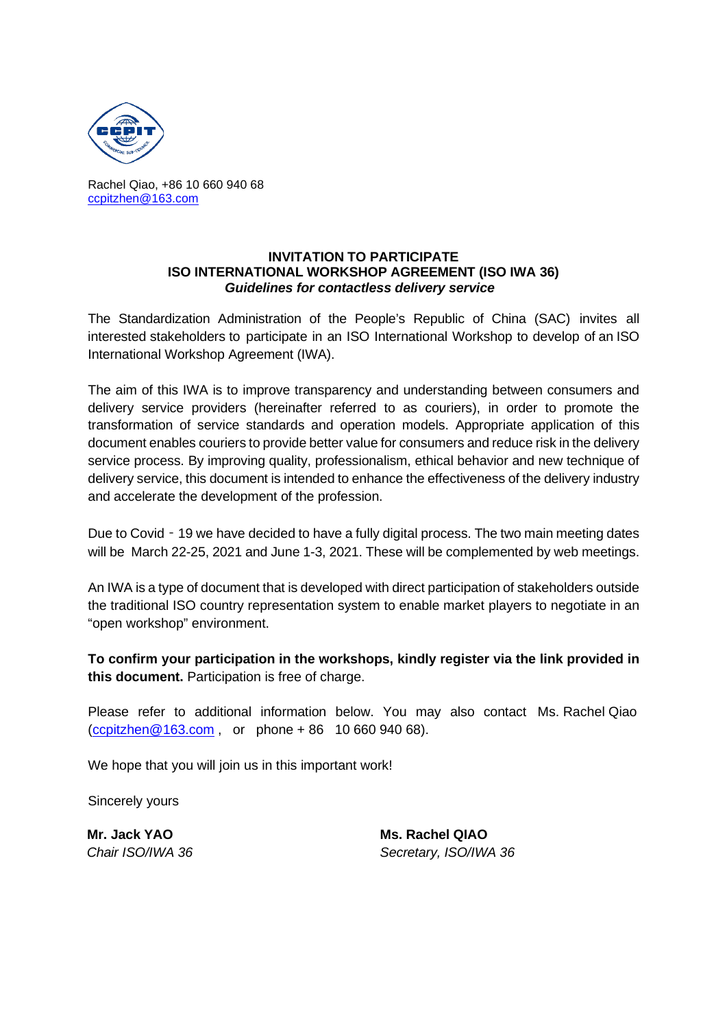Rachel Qiao, +86 10 660 940 68
ccpitzhen@163.com

**INVITATION TO PARTICIPATE**
**ISO INTERNATIONAL WORKSHOP AGREEMENT (ISO IWA 36)**
***Guidelines for contactless delivery service***

The Standardization Administration of the People's Republic of China (SAC) invites all interested stakeholders to participate in an ISO International Workshop to develop of an ISO International Workshop Agreement (IWA).

The aim of this IWA is to improve transparency and understanding between consumers and delivery service providers (hereinafter referred to as couriers), in order to promote the transformation of service standards and operation models. Appropriate application of this document enables couriers to provide better value for consumers and reduce risk in the delivery service process. By improving quality, professionalism, ethical behavior and new technique of delivery service, this document is intended to enhance the effectiveness of the delivery industry and accelerate the development of the profession.

Due to Covid - 19 we have decided to have a fully digital process. The two main meeting dates will be March 22-25, 2021 and June 1-3, 2021. These will be complemented by web meetings.

An IWA is a type of document that is developed with direct participation of stakeholders outside the traditional ISO country representation system to enable market players to negotiate in an "open workshop" environment.

**To confirm your participation in the workshops, kindly register via the link provided in this document.** Participation is free of charge.

Please refer to additional information below. You may also contact Ms. Rachel Qiao (ccpitzhen@163.com , or phone + 86 10 660 940 68).

We hope that you will join us in this important work!

Sincerely yours

**Mr. Jack YAO**
*Chair ISO/IWA 36*

**Ms. Rachel QIAO**
*Secretary, ISO/IWA 36*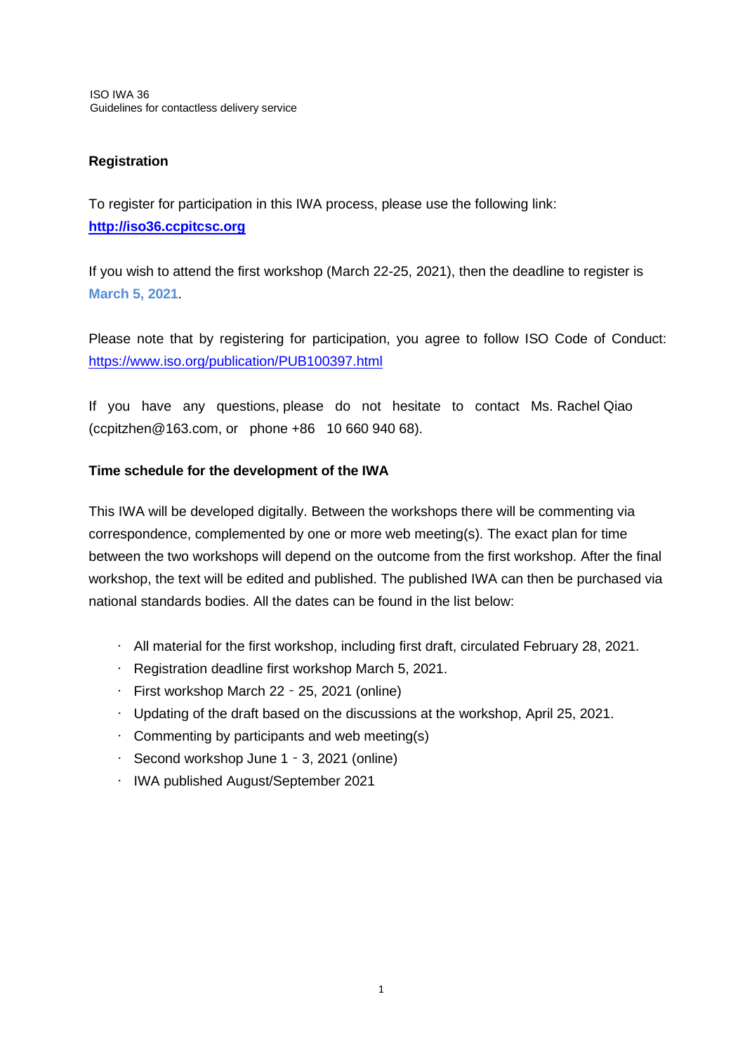ISO IWA 36
Guidelines for contactless delivery service

**Registration**

To register for participation in this IWA process, please use the following link: **http://iso36.ccpitcsc.org**

If you wish to attend the first workshop (March 22-25, 2021), then the deadline to register is **March 5, 2021**.

Please note that by registering for participation, you agree to follow ISO Code of Conduct: https://www.iso.org/publication/PUB100397.html

If you have any questions, please do not hesitate to contact Ms. Rachel Qiao (ccpitzhen@163.com, or phone +86 10 660 940 68).

**Time schedule for the development of the IWA**

This IWA will be developed digitally. Between the workshops there will be commenting via correspondence, complemented by one or more web meeting(s). The exact plan for time between the two workshops will depend on the outcome from the first workshop. After the final workshop, the text will be edited and published. The published IWA can then be purchased via national standards bodies. All the dates can be found in the list below:

- All material for the first workshop, including first draft, circulated February 28, 2021.
- Registration deadline first workshop March 5, 2021.
- First workshop March 22 - 25, 2021 (online)
- Updating of the draft based on the discussions at the workshop, April 25, 2021.
- Commenting by participants and web meeting(s)
- Second workshop June 1 - 3, 2021 (online)
- IWA published August/September 2021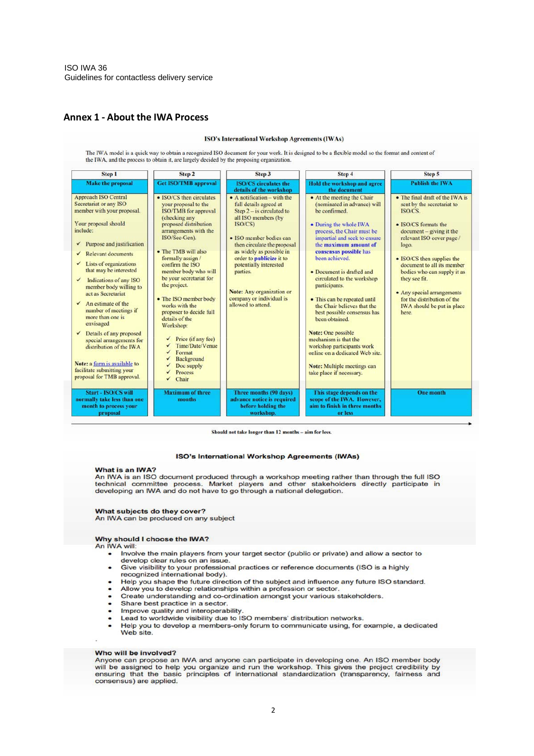## Annex 1 - About the IWA Process

**ISO's International Workshop Agreements (IWAs)**

The IWA model is a quick way to obtain a recognized ISO document for your work. It is designed to be a flexible model so the format and content of the IWA, and the process to obtain it, are largely decided by the proposing organization.

| Step 1 | Step 2 | Step 3 | Step 4 | Step 5 |
|---|---|---|---|---|
| **Make the proposal** | **Get ISO/TMB approval** | **ISO/CS circulates the details of the workshop** | **Hold the workshop and agree the document** | **Publish the IWA** |
| Approach ISO Central Secretariat or any ISO member with your proposal.<br><br>Your proposal should include:<br>✓ Purpose and justification<br>✓ Relevant documents<br>✓ Lists of organizations that may be interested<br>✓ Indications of any ISO member body willing to act as Secretariat<br>✓ An estimate of the number of meetings if more than one is envisaged<br>✓ Details of any proposed special arrangements for distribution of the IWA<br><br>Note: a form is available to facilitate submitting your proposal for TMB approval. | • ISO/CS then circulates your proposal to the ISO/TMB for approval (checking any proposed distribution arrangements with the ISO/Sec-Gen).<br><br>• The TMB will also formally assign / confirm the ISO member body who will be your secretariat for the project.<br><br>• The ISO member body works with the proposer to decide full details of the Workshop:<br>✓ Price (if any fee)<br>✓ Time/Date/Venue<br>✓ Format<br>✓ Background<br>✓ Doc supply<br>✓ Process<br>✓ Chair | • A notification – with the full details agreed at Step 2 – is circulated to all ISO members (by ISO/CS)<br><br>• ISO member bodies can then circulate the proposal as widely as possible in order to **publicize** it to potentially interested parties.<br><br>Note: Any organization or company or individual is allowed to attend. | • At the meeting the Chair (nominated in advance) will be confirmed.<br><br>• During the whole IWA process, the Chair must be impartial and seek to ensure the **maximum amount of consensus possible** has been achieved.<br><br>• Document is drafted and circulated to the workshop participants.<br><br>• This can be repeated until the Chair believes that the best possible consensus has been obtained.<br><br>Note: One possible mechanism is that the workshop participants work online on a dedicated Web site.<br><br>Note: Multiple meetings can take place if necessary. | • The final draft of the IWA is sent by the secretariat to ISO/CS.<br><br>• ISO/CS formats the document – giving it the relevant ISO cover page / logo.<br><br>• ISO/CS then supplies the document to all its member bodies who can supply it as they see fit.<br><br>• Any special arrangements for the distribution of the IWA should be put in place here. |
| **Start - ISO/CS will normally take less than one month to process your proposal** | **Maximum of three months** | **Three months (90 days) advance notice is required before holding the workshop.** | **This stage depends on the scope of the IWA. However, aim to finish in three months or less** | **One month** |

**Should not take longer than 12 months – aim for less.**

**ISO's International Workshop Agreements (IWAs)**

**What is an IWA?**
An IWA is an ISO document produced through a workshop meeting rather than through the full ISO technical committee process. Market players and other stakeholders directly participate in developing an IWA and do not have to go through a national delegation.

**What subjects do they cover?**
An IWA can be produced on any subject

**Why should I choose the IWA?**
An IWA will:

- Involve the main players from your target sector (public or private) and allow a sector to develop clear rules on an issue.
- Give visibility to your professional practices or reference documents (ISO is a highly recognized international body).
- Help you shape the future direction of the subject and influence any future ISO standard.
- Allow you to develop relationships within a profession or sector.
- Create understanding and co-ordination amongst your various stakeholders.
- Share best practice in a sector.
- Improve quality and interoperability.
- Lead to worldwide visibility due to ISO members' distribution networks.
- Help you to develop a members-only forum to communicate using, for example, a dedicated Web site.

**Who will be involved?**
Anyone can propose an IWA and anyone can participate in developing one. An ISO member body will be assigned to help you organize and run the workshop. This gives the project credibility by ensuring that the basic principles of international standardization (transparency, fairness and consensus) are applied.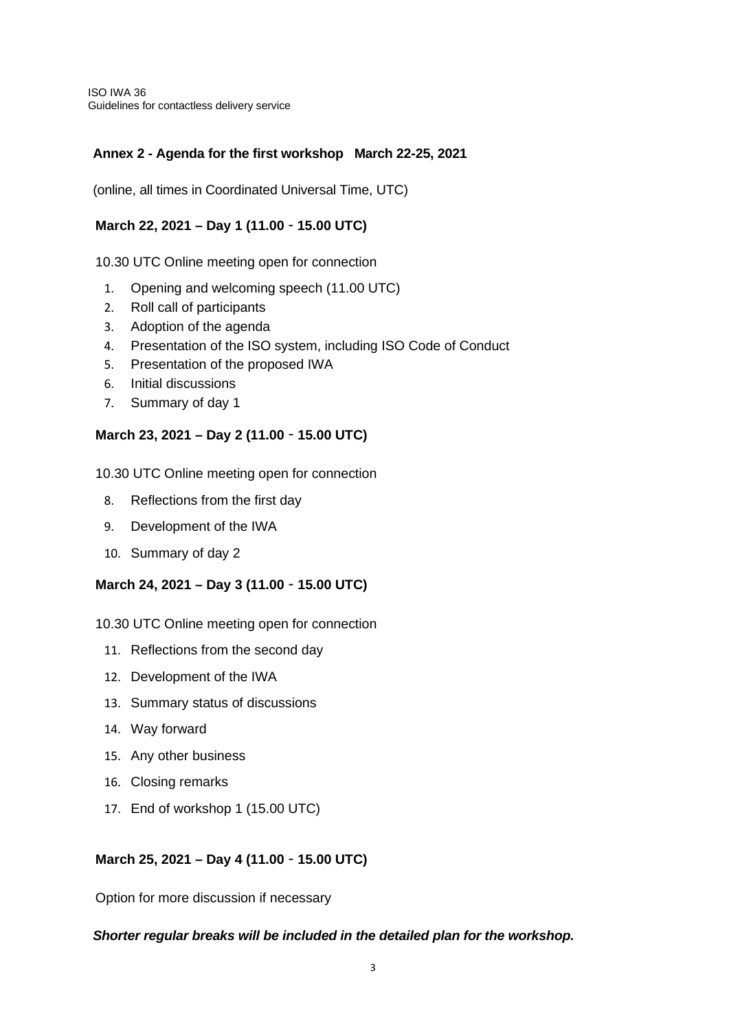## Annex 2 - Agenda for the first workshop March 22-25, 2021

(online, all times in Coordinated Universal Time, UTC)

### March 22, 2021 – Day 1 (11.00 - 15.00 UTC)

10.30 UTC Online meeting open for connection

1. Opening and welcoming speech (11.00 UTC)
2. Roll call of participants
3. Adoption of the agenda
4. Presentation of the ISO system, including ISO Code of Conduct
5. Presentation of the proposed IWA
6. Initial discussions
7. Summary of day 1

### March 23, 2021 – Day 2 (11.00 - 15.00 UTC)

10.30 UTC Online meeting open for connection

8. Reflections from the first day
9. Development of the IWA
10. Summary of day 2

### March 24, 2021 – Day 3 (11.00 - 15.00 UTC)

10.30 UTC Online meeting open for connection

11. Reflections from the second day
12. Development of the IWA
13. Summary status of discussions
14. Way forward
15. Any other business
16. Closing remarks
17. End of workshop 1 (15.00 UTC)

### March 25, 2021 – Day 4 (11.00 - 15.00 UTC)

Option for more discussion if necessary

***Shorter regular breaks will be included in the detailed plan for the workshop.***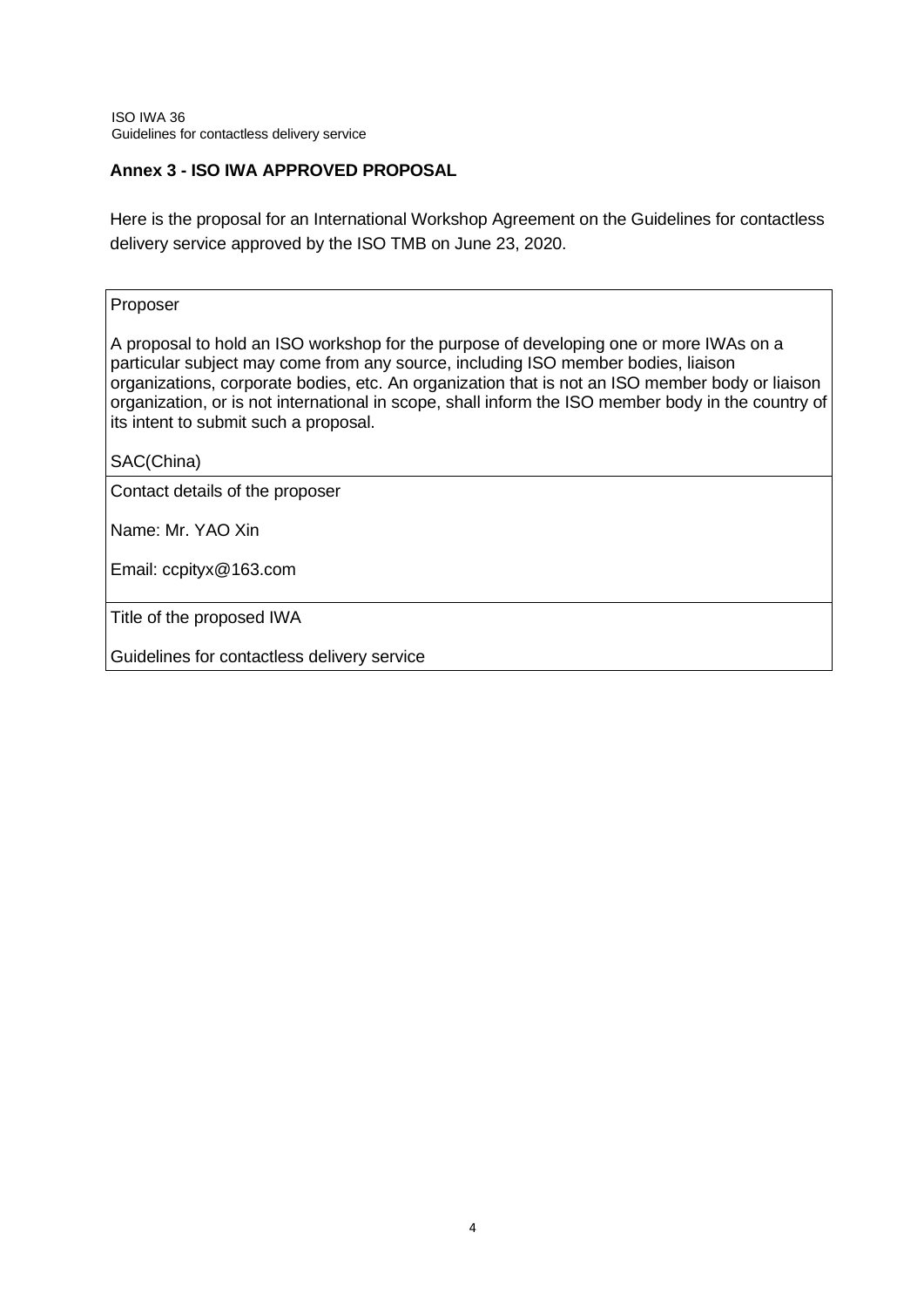## Annex 3 - ISO IWA APPROVED PROPOSAL

Here is the proposal for an International Workshop Agreement on the Guidelines for contactless delivery service approved by the ISO TMB on June 23, 2020.

| Proposer<br><br>A proposal to hold an ISO workshop for the purpose of developing one or more IWAs on a particular subject may come from any source, including ISO member bodies, liaison organizations, corporate bodies, etc. An organization that is not an ISO member body or liaison organization, or is not international in scope, shall inform the ISO member body in the country of its intent to submit such a proposal.<br><br>SAC(China) |
|---|
| Contact details of the proposer<br><br>Name: Mr. YAO Xin<br><br>Email: ccpityx@163.com |
| Title of the proposed IWA<br><br>Guidelines for contactless delivery service |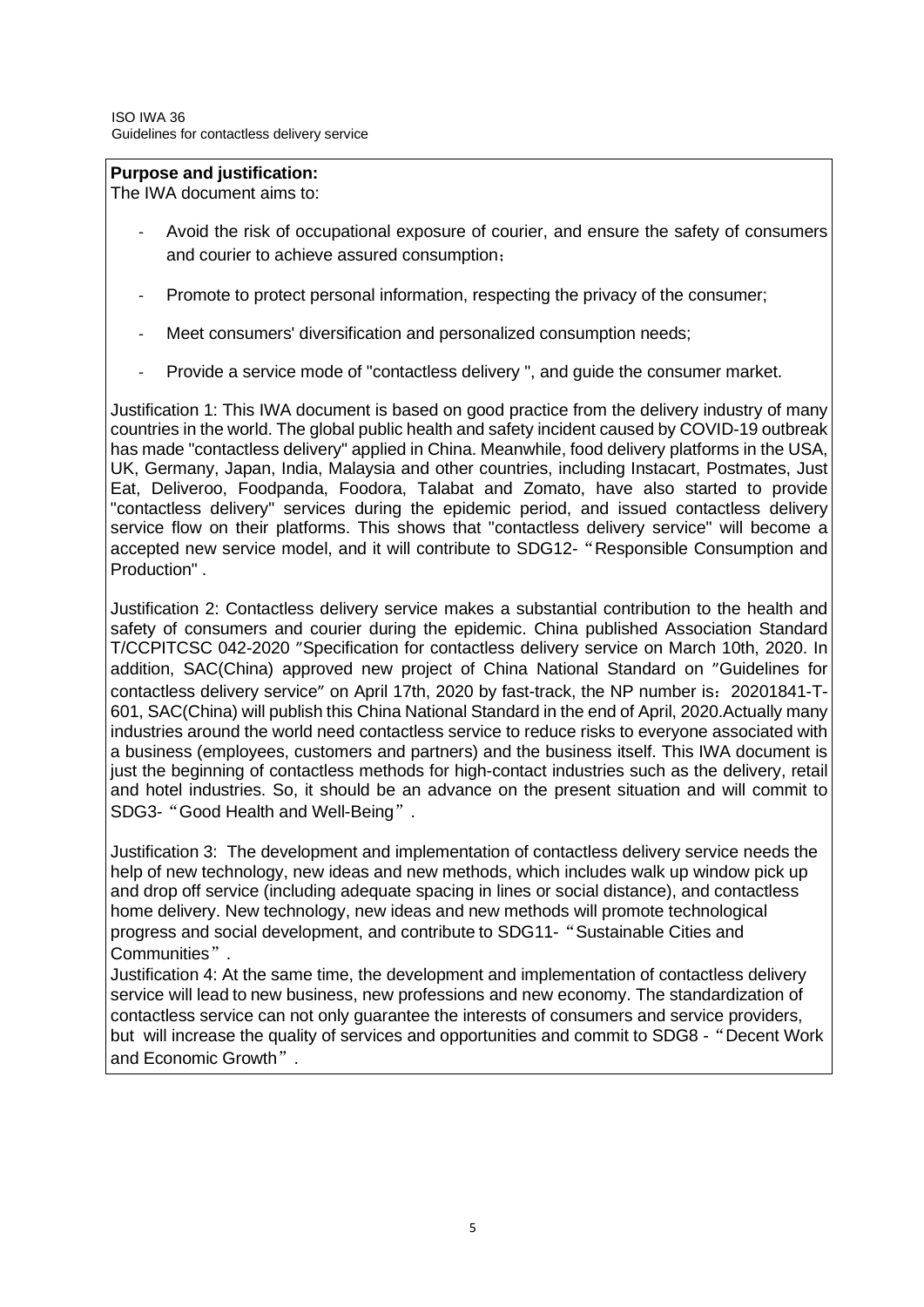**Purpose and justification:**

The IWA document aims to:

- Avoid the risk of occupational exposure of courier, and ensure the safety of consumers and courier to achieve assured consumption；
- Promote to protect personal information, respecting the privacy of the consumer;
- Meet consumers' diversification and personalized consumption needs;
- Provide a service mode of "contactless delivery ", and guide the consumer market.

Justification 1: This IWA document is based on good practice from the delivery industry of many countries in the world. The global public health and safety incident caused by COVID-19 outbreak has made "contactless delivery" applied in China. Meanwhile, food delivery platforms in the USA, UK, Germany, Japan, India, Malaysia and other countries, including Instacart, Postmates, Just Eat, Deliveroo, Foodpanda, Foodora, Talabat and Zomato, have also started to provide "contactless delivery" services during the epidemic period, and issued contactless delivery service flow on their platforms. This shows that "contactless delivery service" will become a accepted new service model, and it will contribute to SDG12- "Responsible Consumption and Production" .

Justification 2: Contactless delivery service makes a substantial contribution to the health and safety of consumers and courier during the epidemic. China published Association Standard T/CCPITCSC 042-2020 "Specification for contactless delivery service on March 10th, 2020. In addition, SAC(China) approved new project of China National Standard on "Guidelines for contactless delivery service" on April 17th, 2020 by fast-track, the NP number is：20201841-T-601, SAC(China) will publish this China National Standard in the end of April, 2020.Actually many industries around the world need contactless service to reduce risks to everyone associated with a business (employees, customers and partners) and the business itself. This IWA document is just the beginning of contactless methods for high-contact industries such as the delivery, retail and hotel industries. So, it should be an advance on the present situation and will commit to SDG3- "Good Health and Well-Being" .

Justification 3: The development and implementation of contactless delivery service needs the help of new technology, new ideas and new methods, which includes walk up window pick up and drop off service (including adequate spacing in lines or social distance), and contactless home delivery. New technology, new ideas and new methods will promote technological progress and social development, and contribute to SDG11- "Sustainable Cities and Communities" .

Justification 4: At the same time, the development and implementation of contactless delivery service will lead to new business, new professions and new economy. The standardization of contactless service can not only guarantee the interests of consumers and service providers, but will increase the quality of services and opportunities and commit to SDG8 - "Decent Work and Economic Growth" .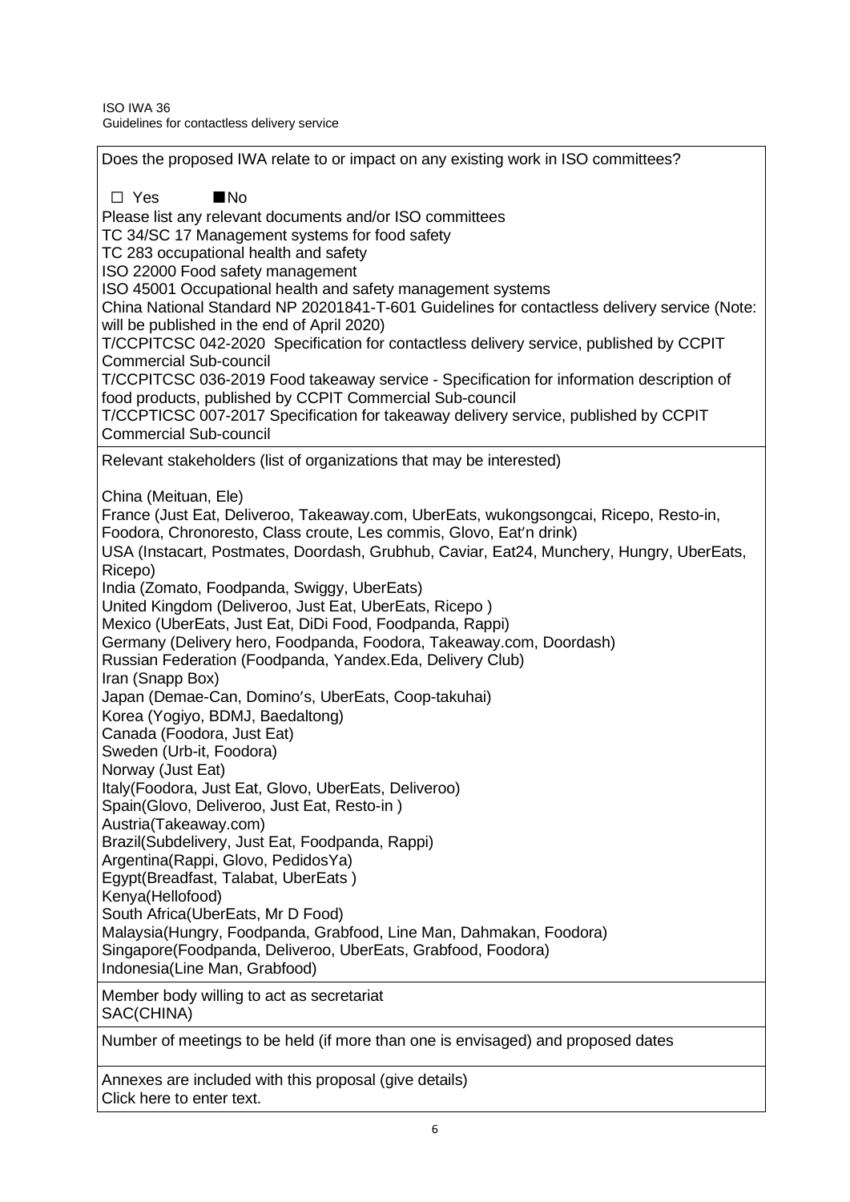ISO IWA 36
Guidelines for contactless delivery service

Does the proposed IWA relate to or impact on any existing work in ISO committees?

☐ Yes ■ No

Please list any relevant documents and/or ISO committees

TC 34/SC 17 Management systems for food safety
TC 283 occupational health and safety
ISO 22000 Food safety management
ISO 45001 Occupational health and safety management systems
China National Standard NP 20201841-T-601 Guidelines for contactless delivery service (Note: will be published in the end of April 2020)
T/CCPITCSC 042-2020 Specification for contactless delivery service, published by CCPIT Commercial Sub-council
T/CCPITCSC 036-2019 Food takeaway service - Specification for information description of food products, published by CCPIT Commercial Sub-council
T/CCPTICSC 007-2017 Specification for takeaway delivery service, published by CCPIT Commercial Sub-council

Relevant stakeholders (list of organizations that may be interested)

China (Meituan, Ele)
France (Just Eat, Deliveroo, Takeaway.com, UberEats, wukongsongcai, Ricepo, Resto-in, Foodora, Chronoresto, Class croute, Les commis, Glovo, Eat′n drink)
USA (Instacart, Postmates, Doordash, Grubhub, Caviar, Eat24, Munchery, Hungry, UberEats, Ricepo)
India (Zomato, Foodpanda, Swiggy, UberEats)
United Kingdom (Deliveroo, Just Eat, UberEats, Ricepo )
Mexico (UberEats, Just Eat, DiDi Food, Foodpanda, Rappi)
Germany (Delivery hero, Foodpanda, Foodora, Takeaway.com, Doordash)
Russian Federation (Foodpanda, Yandex.Eda, Delivery Club)
Iran (Snapp Box)
Japan (Demae-Can, Domino′s, UberEats, Coop-takuhai)
Korea (Yogiyo, BDMJ, Baedaltong)
Canada (Foodora, Just Eat)
Sweden (Urb-it, Foodora)
Norway (Just Eat)
Italy(Foodora, Just Eat, Glovo, UberEats, Deliveroo)
Spain(Glovo, Deliveroo, Just Eat, Resto-in )
Austria(Takeaway.com)
Brazil(Subdelivery, Just Eat, Foodpanda, Rappi)
Argentina(Rappi, Glovo, PedidosYa)
Egypt(Breadfast, Talabat, UberEats )
Kenya(Hellofood)
South Africa(UberEats, Mr D Food)
Malaysia(Hungry, Foodpanda, Grabfood, Line Man, Dahmakan, Foodora)
Singapore(Foodpanda, Deliveroo, UberEats, Grabfood, Foodora)
Indonesia(Line Man, Grabfood)

Member body willing to act as secretariat
SAC(CHINA)

Number of meetings to be held (if more than one is envisaged) and proposed dates

Annexes are included with this proposal (give details)
Click here to enter text.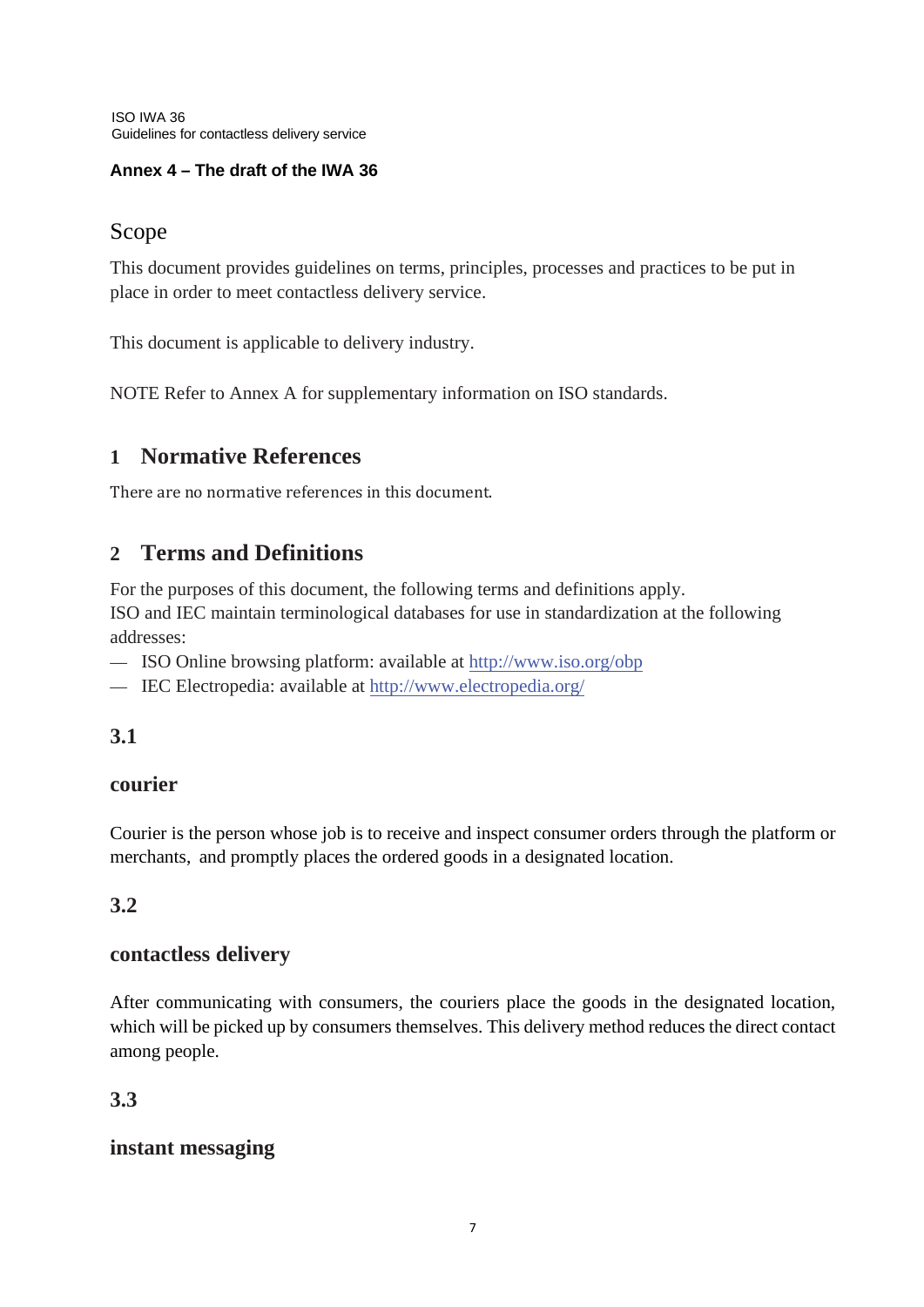ISO IWA 36
Guidelines for contactless delivery service

**Annex 4 – The draft of the IWA 36**

# Scope

This document provides guidelines on terms, principles, processes and practices to be put in place in order to meet contactless delivery service.

This document is applicable to delivery industry.

NOTE Refer to Annex A for supplementary information on ISO standards.

## 1 Normative References

There are no normative references in this document.

## 2 Terms and Definitions

For the purposes of this document, the following terms and definitions apply.
ISO and IEC maintain terminological databases for use in standardization at the following addresses:

— ISO Online browsing platform: available at http://www.iso.org/obp

— IEC Electropedia: available at http://www.electropedia.org/

### 3.1

**courier**

Courier is the person whose job is to receive and inspect consumer orders through the platform or merchants, and promptly places the ordered goods in a designated location.

### 3.2

**contactless delivery**

After communicating with consumers, the couriers place the goods in the designated location, which will be picked up by consumers themselves. This delivery method reduces the direct contact among people.

### 3.3

**instant messaging**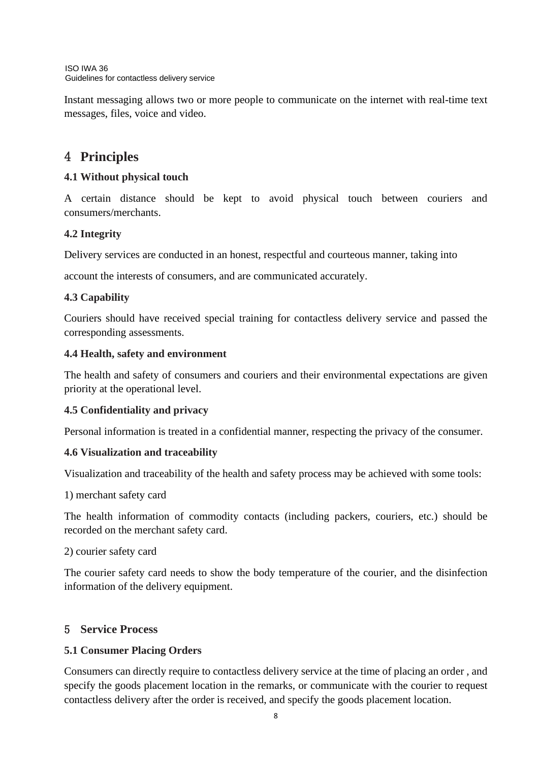Instant messaging allows two or more people to communicate on the internet with real-time text messages, files, voice and video.

## 4 Principles

**4.1 Without physical touch**

A certain distance should be kept to avoid physical touch between couriers and consumers/merchants.

**4.2 Integrity**

Delivery services are conducted in an honest, respectful and courteous manner, taking into

account the interests of consumers, and are communicated accurately.

**4.3 Capability**

Couriers should have received special training for contactless delivery service and passed the corresponding assessments.

**4.4 Health, safety and environment**

The health and safety of consumers and couriers and their environmental expectations are given priority at the operational level.

**4.5 Confidentiality and privacy**

Personal information is treated in a confidential manner, respecting the privacy of the consumer.

**4.6 Visualization and traceability**

Visualization and traceability of the health and safety process may be achieved with some tools:

1) merchant safety card

The health information of commodity contacts (including packers, couriers, etc.) should be recorded on the merchant safety card.

2) courier safety card

The courier safety card needs to show the body temperature of the courier, and the disinfection information of the delivery equipment.

## 5 Service Process

**5.1 Consumer Placing Orders**

Consumers can directly require to contactless delivery service at the time of placing an order , and specify the goods placement location in the remarks, or communicate with the courier to request contactless delivery after the order is received, and specify the goods placement location.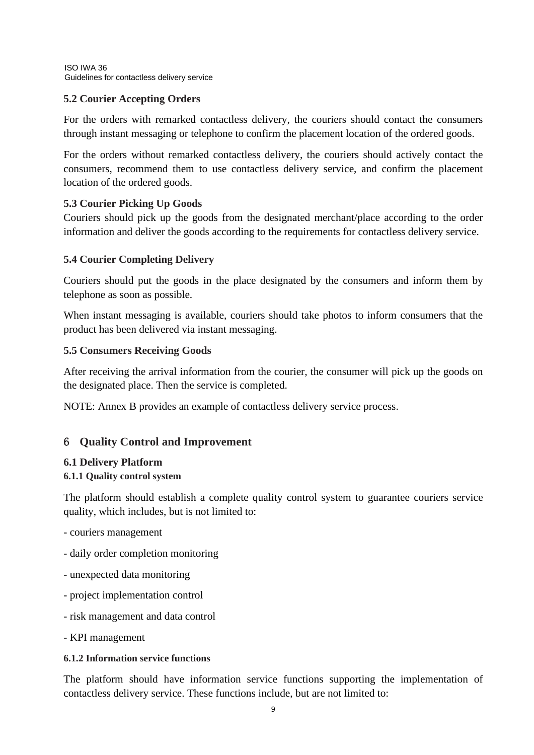### 5.2 Courier Accepting Orders

For the orders with remarked contactless delivery, the couriers should contact the consumers through instant messaging or telephone to confirm the placement location of the ordered goods.

For the orders without remarked contactless delivery, the couriers should actively contact the consumers, recommend them to use contactless delivery service, and confirm the placement location of the ordered goods.

### 5.3 Courier Picking Up Goods

Couriers should pick up the goods from the designated merchant/place according to the order information and deliver the goods according to the requirements for contactless delivery service.

### 5.4 Courier Completing Delivery

Couriers should put the goods in the place designated by the consumers and inform them by telephone as soon as possible.

When instant messaging is available, couriers should take photos to inform consumers that the product has been delivered via instant messaging.

### 5.5 Consumers Receiving Goods

After receiving the arrival information from the courier, the consumer will pick up the goods on the designated place. Then the service is completed.

NOTE: Annex B provides an example of contactless delivery service process.

## 6 Quality Control and Improvement

### 6.1 Delivery Platform

#### 6.1.1 Quality control system

The platform should establish a complete quality control system to guarantee couriers service quality, which includes, but is not limited to:

- couriers management
- daily order completion monitoring
- unexpected data monitoring
- project implementation control
- risk management and data control
- KPI management

#### 6.1.2 Information service functions

The platform should have information service functions supporting the implementation of contactless delivery service. These functions include, but are not limited to: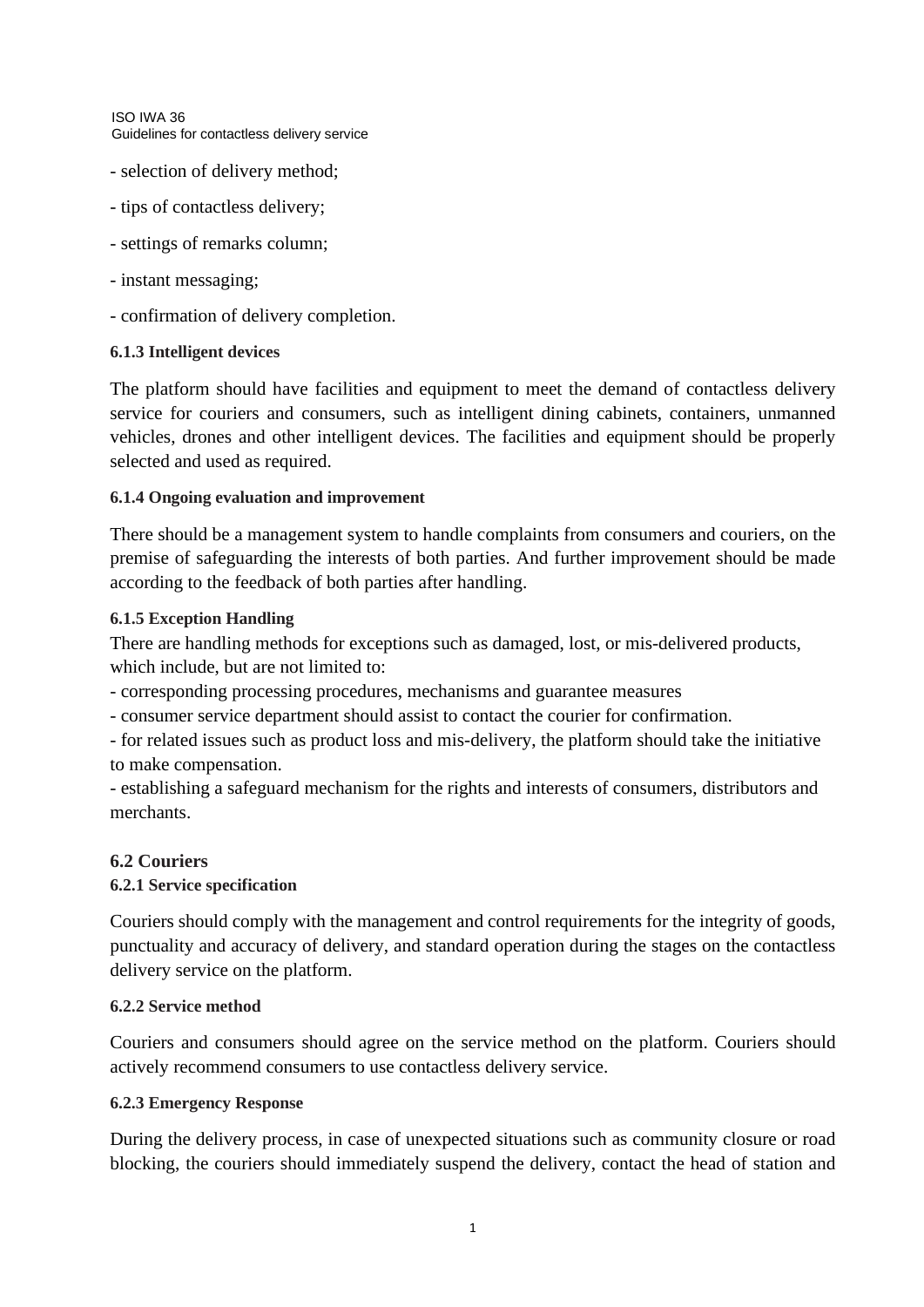- selection of delivery method;

- tips of contactless delivery;

- settings of remarks column;

- instant messaging;

- confirmation of delivery completion.

#### 6.1.3 Intelligent devices

The platform should have facilities and equipment to meet the demand of contactless delivery service for couriers and consumers, such as intelligent dining cabinets, containers, unmanned vehicles, drones and other intelligent devices. The facilities and equipment should be properly selected and used as required.

#### 6.1.4 Ongoing evaluation and improvement

There should be a management system to handle complaints from consumers and couriers, on the premise of safeguarding the interests of both parties. And further improvement should be made according to the feedback of both parties after handling.

#### 6.1.5 Exception Handling

There are handling methods for exceptions such as damaged, lost, or mis-delivered products, which include, but are not limited to:

- corresponding processing procedures, mechanisms and guarantee measures
- consumer service department should assist to contact the courier for confirmation.
- for related issues such as product loss and mis-delivery, the platform should take the initiative to make compensation.
- establishing a safeguard mechanism for the rights and interests of consumers, distributors and merchants.

### 6.2 Couriers

#### 6.2.1 Service specification

Couriers should comply with the management and control requirements for the integrity of goods, punctuality and accuracy of delivery, and standard operation during the stages on the contactless delivery service on the platform.

#### 6.2.2 Service method

Couriers and consumers should agree on the service method on the platform. Couriers should actively recommend consumers to use contactless delivery service.

#### 6.2.3 Emergency Response

During the delivery process, in case of unexpected situations such as community closure or road blocking, the couriers should immediately suspend the delivery, contact the head of station and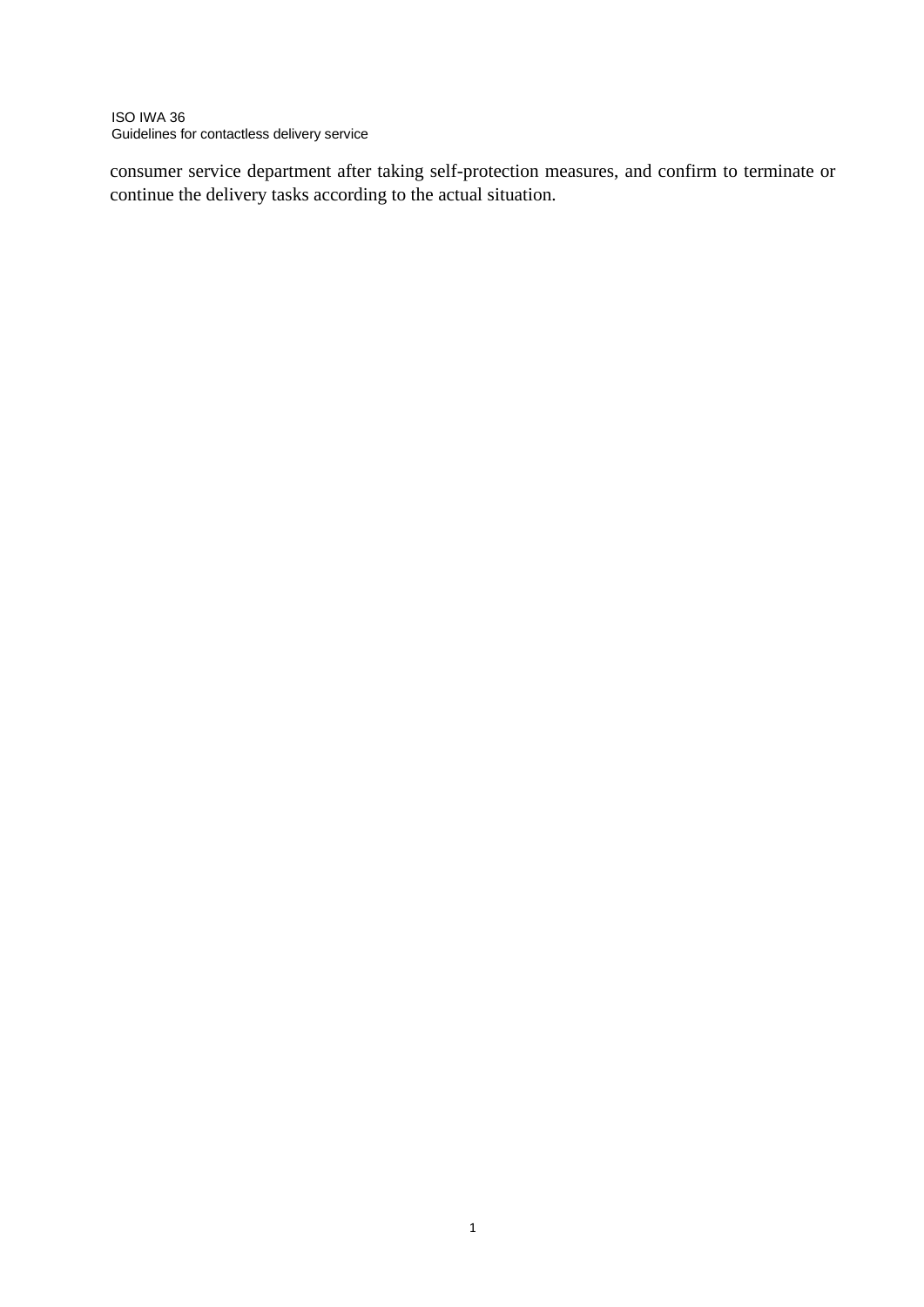consumer service department after taking self-protection measures, and confirm to terminate or continue the delivery tasks according to the actual situation.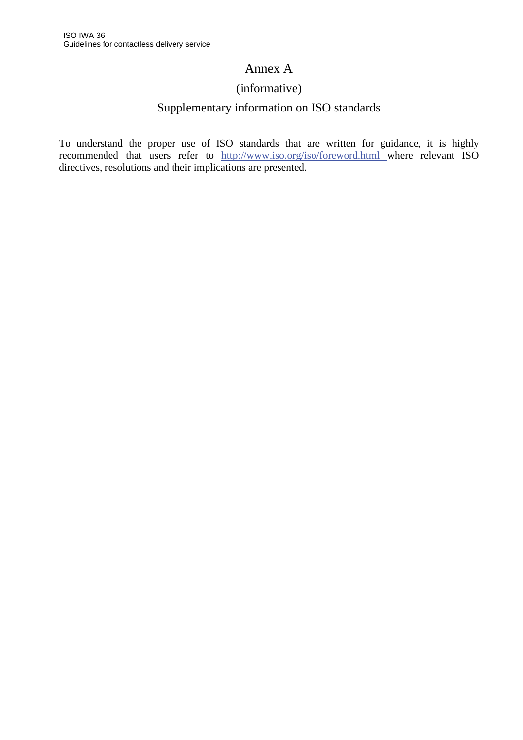# Annex A

(informative)

## Supplementary information on ISO standards

To understand the proper use of ISO standards that are written for guidance, it is highly recommended that users refer to http://www.iso.org/iso/foreword.html where relevant ISO directives, resolutions and their implications are presented.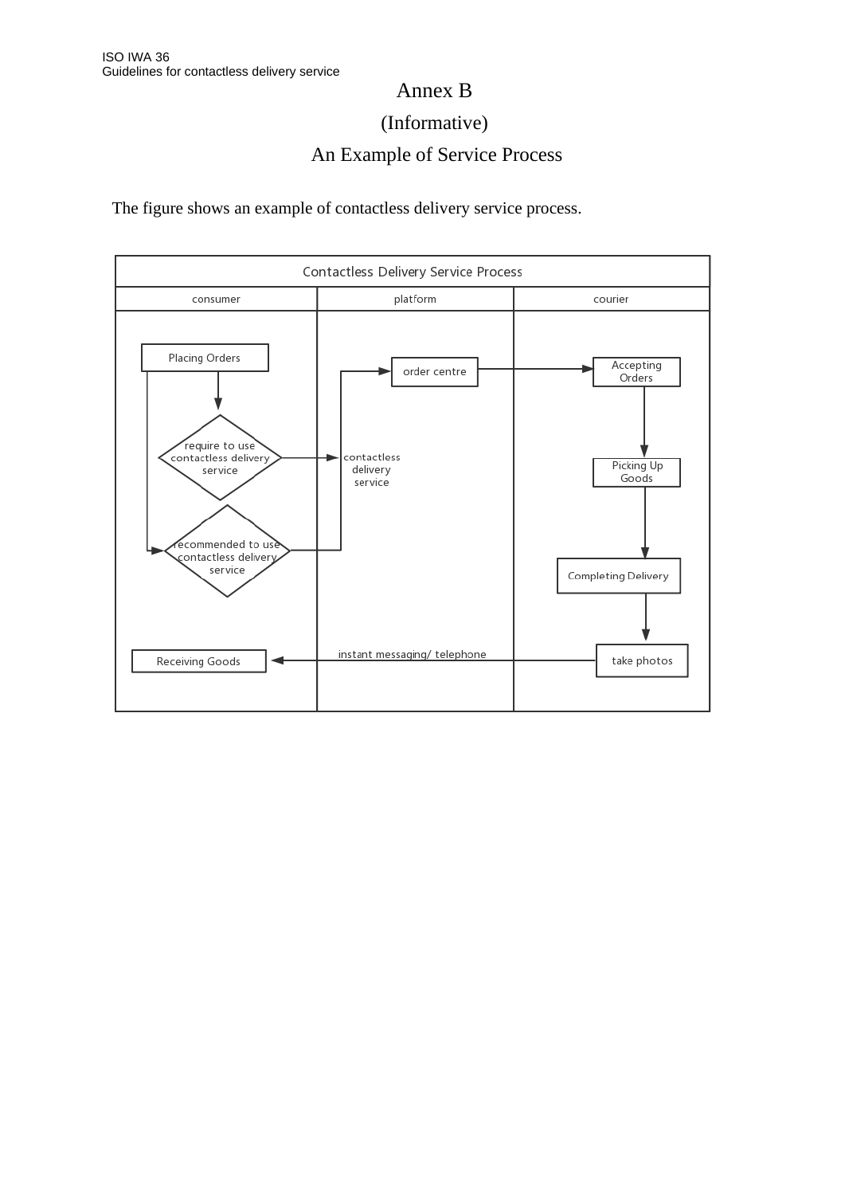# Annex B

## (Informative)

## An Example of Service Process

The figure shows an example of contactless delivery service process.

Contactless Delivery Service Process

| consumer | platform | courier |
|---|---|---|
| Placing Orders | order centre | Accepting Orders |
| require to use contactless delivery service | contactless delivery service | Picking Up Goods |
| recommended to use contactless delivery service | | Completing Delivery |
| Receiving Goods | instant messaging/ telephone | take photos |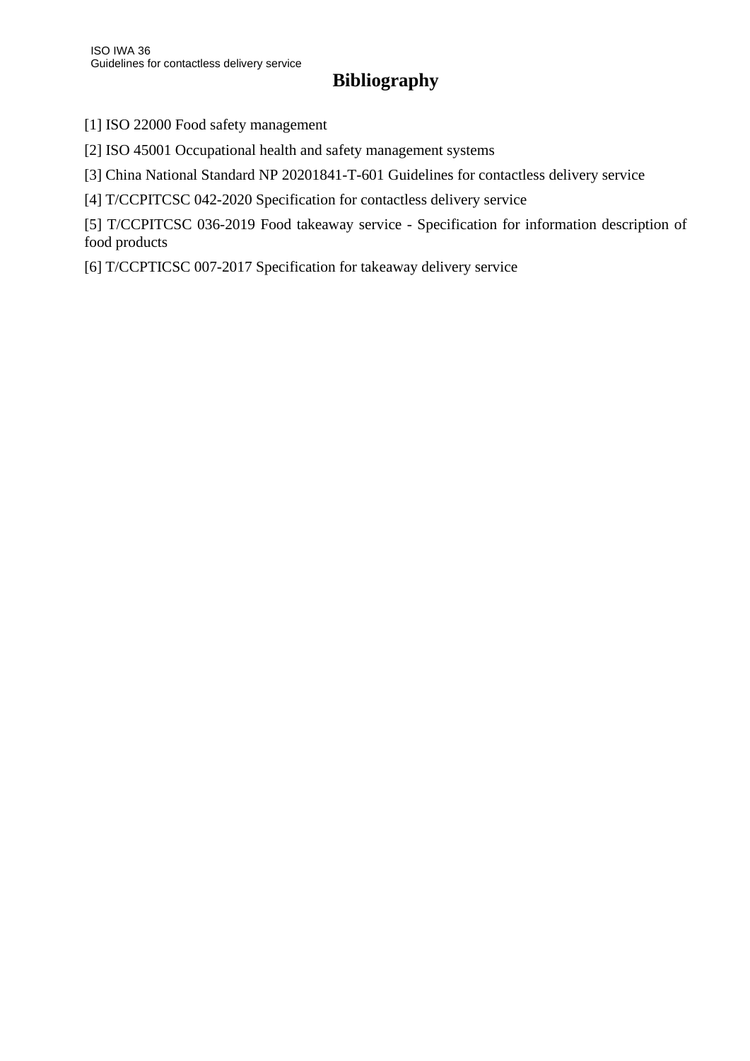# Bibliography

[1] ISO 22000 Food safety management

[2] ISO 45001 Occupational health and safety management systems

[3] China National Standard NP 20201841-T-601 Guidelines for contactless delivery service

[4] T/CCPITCSC 042-2020 Specification for contactless delivery service

[5] T/CCPITCSC 036-2019 Food takeaway service - Specification for information description of food products

[6] T/CCPTICSC 007-2017 Specification for takeaway delivery service